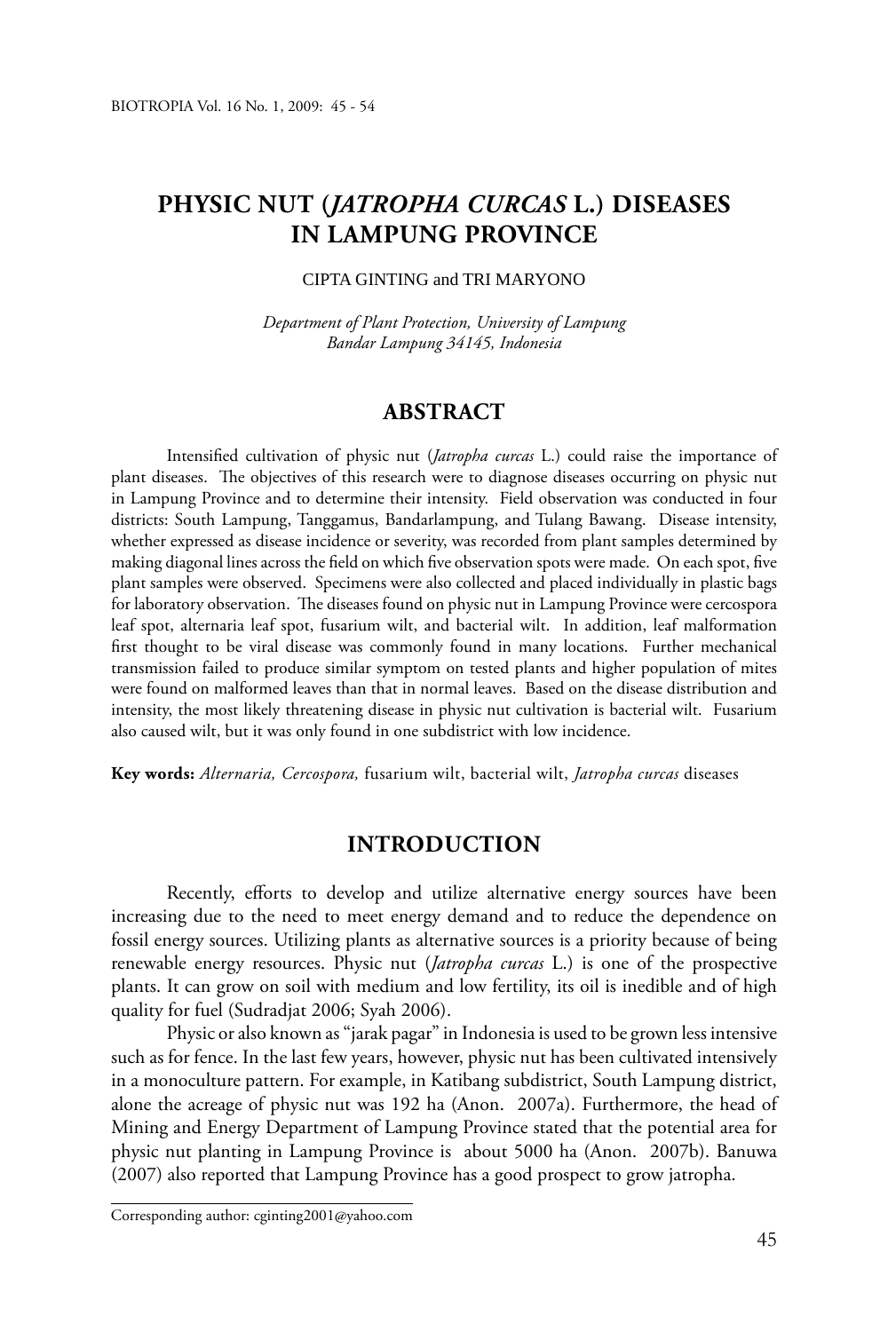# PHYSIC NUT (*JATROPHA CURCAS* L.) DISEASES IN LAMPUNG PROVINCE

CIPTA GINTING and TRI MARYONO

*Department of Plant Protection, University of Lampung*
*Bandar Lampung 34145, Indonesia*

## ABSTRACT

Intensified cultivation of physic nut (*Jatropha curcas* L.) could raise the importance of plant diseases. The objectives of this research were to diagnose diseases occurring on physic nut in Lampung Province and to determine their intensity. Field observation was conducted in four districts: South Lampung, Tanggamus, Bandarlampung, and Tulang Bawang. Disease intensity, whether expressed as disease incidence or severity, was recorded from plant samples determined by making diagonal lines across the field on which five observation spots were made. On each spot, five plant samples were observed. Specimens were also collected and placed individually in plastic bags for laboratory observation. The diseases found on physic nut in Lampung Province were cercospora leaf spot, alternaria leaf spot, fusarium wilt, and bacterial wilt. In addition, leaf malformation first thought to be viral disease was commonly found in many locations. Further mechanical transmission failed to produce similar symptom on tested plants and higher population of mites were found on malformed leaves than that in normal leaves. Based on the disease distribution and intensity, the most likely threatening disease in physic nut cultivation is bacterial wilt. Fusarium also caused wilt, but it was only found in one subdistrict with low incidence.

**Key words:** *Alternaria, Cercospora,* fusarium wilt, bacterial wilt, *Jatropha curcas* diseases

## INTRODUCTION

Recently, efforts to develop and utilize alternative energy sources have been increasing due to the need to meet energy demand and to reduce the dependence on fossil energy sources. Utilizing plants as alternative sources is a priority because of being renewable energy resources. Physic nut (*Jatropha curcas* L.) is one of the prospective plants. It can grow on soil with medium and low fertility, its oil is inedible and of high quality for fuel (Sudradjat 2006; Syah 2006).

Physic or also known as "jarak pagar" in Indonesia is used to be grown less intensive such as for fence. In the last few years, however, physic nut has been cultivated intensively in a monoculture pattern. For example, in Katibang subdistrict, South Lampung district, alone the acreage of physic nut was 192 ha (Anon. 2007a). Furthermore, the head of Mining and Energy Department of Lampung Province stated that the potential area for physic nut planting in Lampung Province is about 5000 ha (Anon. 2007b). Banuwa (2007) also reported that Lampung Province has a good prospect to grow jatropha.

---

Corresponding author: cginting2001@yahoo.com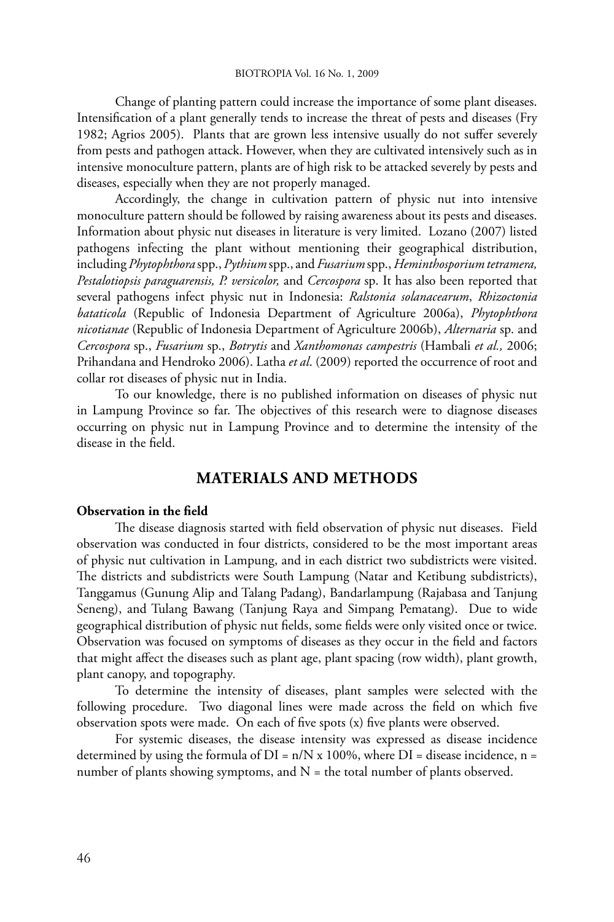Change of planting pattern could increase the importance of some plant diseases. Intensification of a plant generally tends to increase the threat of pests and diseases (Fry 1982; Agrios 2005). Plants that are grown less intensive usually do not suffer severely from pests and pathogen attack. However, when they are cultivated intensively such as in intensive monoculture pattern, plants are of high risk to be attacked severely by pests and diseases, especially when they are not properly managed.

Accordingly, the change in cultivation pattern of physic nut into intensive monoculture pattern should be followed by raising awareness about its pests and diseases. Information about physic nut diseases in literature is very limited. Lozano (2007) listed pathogens infecting the plant without mentioning their geographical distribution, including *Phytophthora* spp., *Pythium* spp., and *Fusarium* spp., *Heminthosporium tetramera, Pestalotiopsis paraguarensis, P. versicolor,* and *Cercospora* sp. It has also been reported that several pathogens infect physic nut in Indonesia: *Ralstonia solanacearum*, *Rhizoctonia bataticola* (Republic of Indonesia Department of Agriculture 2006a), *Phytophthora nicotianae* (Republic of Indonesia Department of Agriculture 2006b), *Alternaria* sp. and *Cercospora* sp., *Fusarium* sp., *Botrytis* and *Xanthomonas campestris* (Hambali *et al.,* 2006; Prihandana and Hendroko 2006). Latha *et al*. (2009) reported the occurrence of root and collar rot diseases of physic nut in India.

To our knowledge, there is no published information on diseases of physic nut in Lampung Province so far. The objectives of this research were to diagnose diseases occurring on physic nut in Lampung Province and to determine the intensity of the disease in the field.

## MATERIALS AND METHODS

**Observation in the field**

The disease diagnosis started with field observation of physic nut diseases. Field observation was conducted in four districts, considered to be the most important areas of physic nut cultivation in Lampung, and in each district two subdistricts were visited. The districts and subdistricts were South Lampung (Natar and Ketibung subdistricts), Tanggamus (Gunung Alip and Talang Padang), Bandarlampung (Rajabasa and Tanjung Seneng), and Tulang Bawang (Tanjung Raya and Simpang Pematang). Due to wide geographical distribution of physic nut fields, some fields were only visited once or twice. Observation was focused on symptoms of diseases as they occur in the field and factors that might affect the diseases such as plant age, plant spacing (row width), plant growth, plant canopy, and topography.

To determine the intensity of diseases, plant samples were selected with the following procedure. Two diagonal lines were made across the field on which five observation spots were made. On each of five spots (x) five plants were observed.

For systemic diseases, the disease intensity was expressed as disease incidence determined by using the formula of $DI = n/N \times 100\%$, where DI = disease incidence, n = number of plants showing symptoms, and N = the total number of plants observed.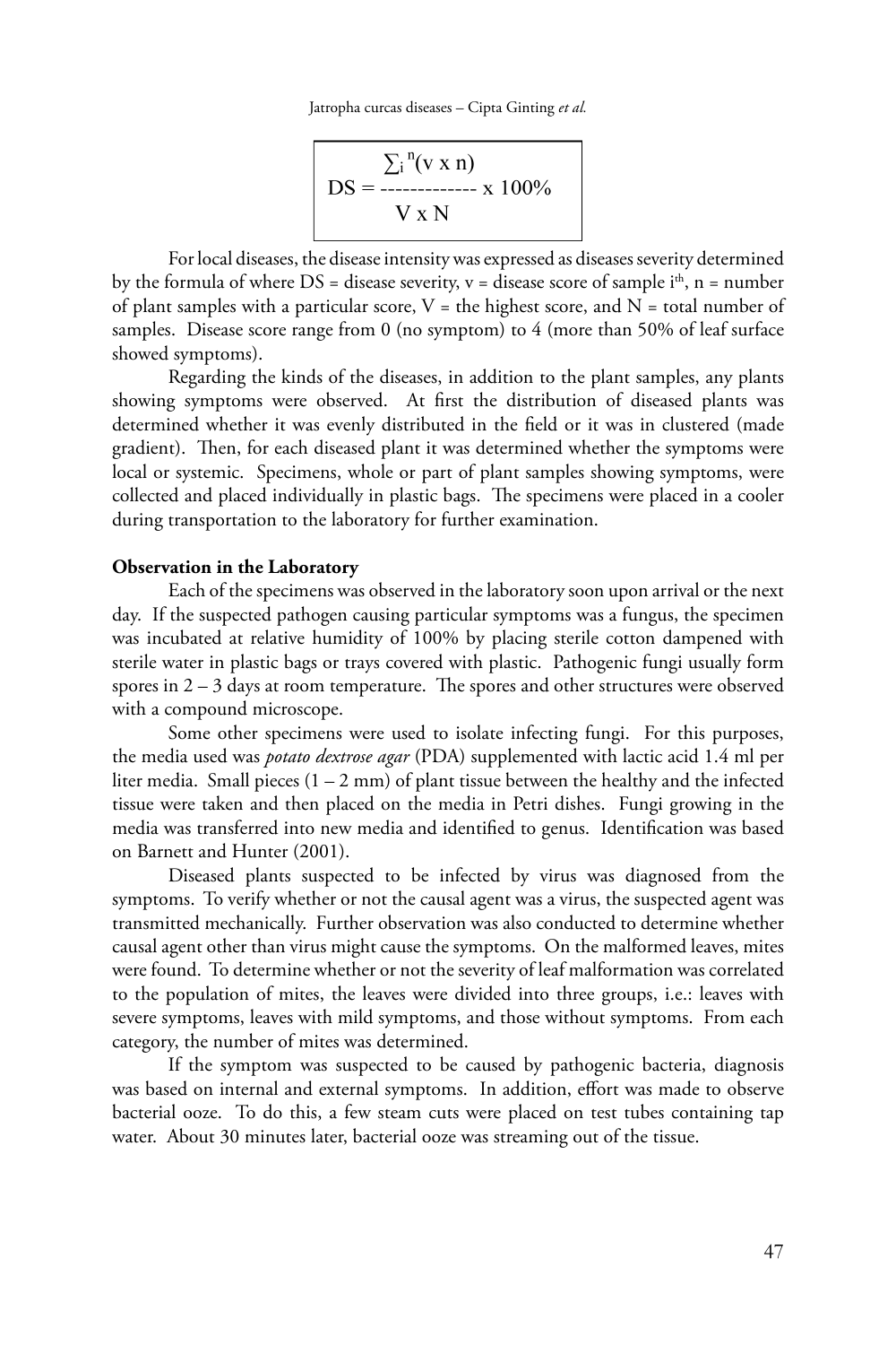$$DS = \frac{\sum_i^n (v \times n)}{V \times N} \times 100\%$$

For local diseases, the disease intensity was expressed as diseases severity determined by the formula of where DS = disease severity, v = disease score of sample $i^{th}$, n = number of plant samples with a particular score, V = the highest score, and N = total number of samples. Disease score range from 0 (no symptom) to 4 (more than 50% of leaf surface showed symptoms).

Regarding the kinds of the diseases, in addition to the plant samples, any plants showing symptoms were observed. At first the distribution of diseased plants was determined whether it was evenly distributed in the field or it was in clustered (made gradient). Then, for each diseased plant it was determined whether the symptoms were local or systemic. Specimens, whole or part of plant samples showing symptoms, were collected and placed individually in plastic bags. The specimens were placed in a cooler during transportation to the laboratory for further examination.

**Observation in the Laboratory**

Each of the specimens was observed in the laboratory soon upon arrival or the next day. If the suspected pathogen causing particular symptoms was a fungus, the specimen was incubated at relative humidity of 100% by placing sterile cotton dampened with sterile water in plastic bags or trays covered with plastic. Pathogenic fungi usually form spores in 2 – 3 days at room temperature. The spores and other structures were observed with a compound microscope.

Some other specimens were used to isolate infecting fungi. For this purposes, the media used was *potato dextrose agar* (PDA) supplemented with lactic acid 1.4 ml per liter media. Small pieces (1 – 2 mm) of plant tissue between the healthy and the infected tissue were taken and then placed on the media in Petri dishes. Fungi growing in the media was transferred into new media and identified to genus. Identification was based on Barnett and Hunter (2001).

Diseased plants suspected to be infected by virus was diagnosed from the symptoms. To verify whether or not the causal agent was a virus, the suspected agent was transmitted mechanically. Further observation was also conducted to determine whether causal agent other than virus might cause the symptoms. On the malformed leaves, mites were found. To determine whether or not the severity of leaf malformation was correlated to the population of mites, the leaves were divided into three groups, i.e.: leaves with severe symptoms, leaves with mild symptoms, and those without symptoms. From each category, the number of mites was determined.

If the symptom was suspected to be caused by pathogenic bacteria, diagnosis was based on internal and external symptoms. In addition, effort was made to observe bacterial ooze. To do this, a few steam cuts were placed on test tubes containing tap water. About 30 minutes later, bacterial ooze was streaming out of the tissue.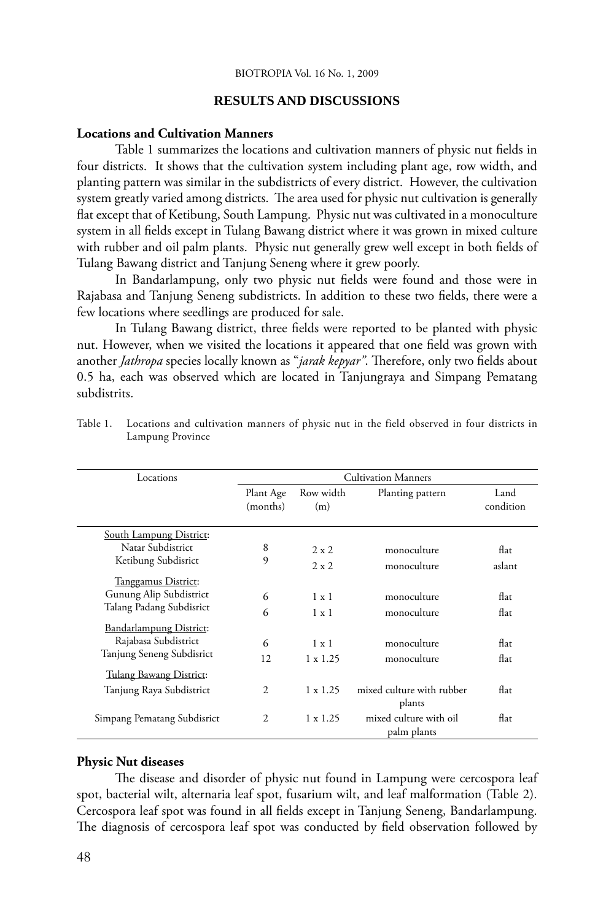## RESULTS AND DISCUSSIONS

### Locations and Cultivation Manners

Table 1 summarizes the locations and cultivation manners of physic nut fields in four districts. It shows that the cultivation system including plant age, row width, and planting pattern was similar in the subdistricts of every district. However, the cultivation system greatly varied among districts. The area used for physic nut cultivation is generally flat except that of Ketibung, South Lampung. Physic nut was cultivated in a monoculture system in all fields except in Tulang Bawang district where it was grown in mixed culture with rubber and oil palm plants. Physic nut generally grew well except in both fields of Tulang Bawang district and Tanjung Seneng where it grew poorly.

In Bandarlampung, only two physic nut fields were found and those were in Rajabasa and Tanjung Seneng subdistricts. In addition to these two fields, there were a few locations where seedlings are produced for sale.

In Tulang Bawang district, three fields were reported to be planted with physic nut. However, when we visited the locations it appeared that one field was grown with another *Jathropa* species locally known as "*jarak kepyar"*. Therefore, only two fields about 0.5 ha, each was observed which are located in Tanjungraya and Simpang Pematang subdistrits.

Table 1. Locations and cultivation manners of physic nut in the field observed in four districts in Lampung Province

| Locations | Cultivation Manners | | | |
|---|---|---|---|---|
| | Plant Age (months) | Row width (m) | Planting pattern | Land condition |
| <u>South Lampung District</u>: | | | | |
| Natar Subdistrict | 8 | 2 x 2 | monoculture | flat |
| Ketibung Subdisrict | 9 | 2 x 2 | monoculture | aslant |
| <u>Tanggamus District</u>: | | | | |
| Gunung Alip Subdistrict | 6 | 1 x 1 | monoculture | flat |
| Talang Padang Subdisrict | 6 | 1 x 1 | monoculture | flat |
| <u>Bandarlampung District</u>: | | | | |
| Rajabasa Subdistrict | 6 | 1 x 1 | monoculture | flat |
| Tanjung Seneng Subdisrict | 12 | 1 x 1.25 | monoculture | flat |
| <u>Tulang Bawang District</u>: | | | | |
| Tanjung Raya Subdistrict | 2 | 1 x 1.25 | mixed culture with rubber plants | flat |
| Simpang Pematang Subdisrict | 2 | 1 x 1.25 | mixed culture with oil palm plants | flat |

### Physic Nut diseases

The disease and disorder of physic nut found in Lampung were cercospora leaf spot, bacterial wilt, alternaria leaf spot, fusarium wilt, and leaf malformation (Table 2). Cercospora leaf spot was found in all fields except in Tanjung Seneng, Bandarlampung. The diagnosis of cercospora leaf spot was conducted by field observation followed by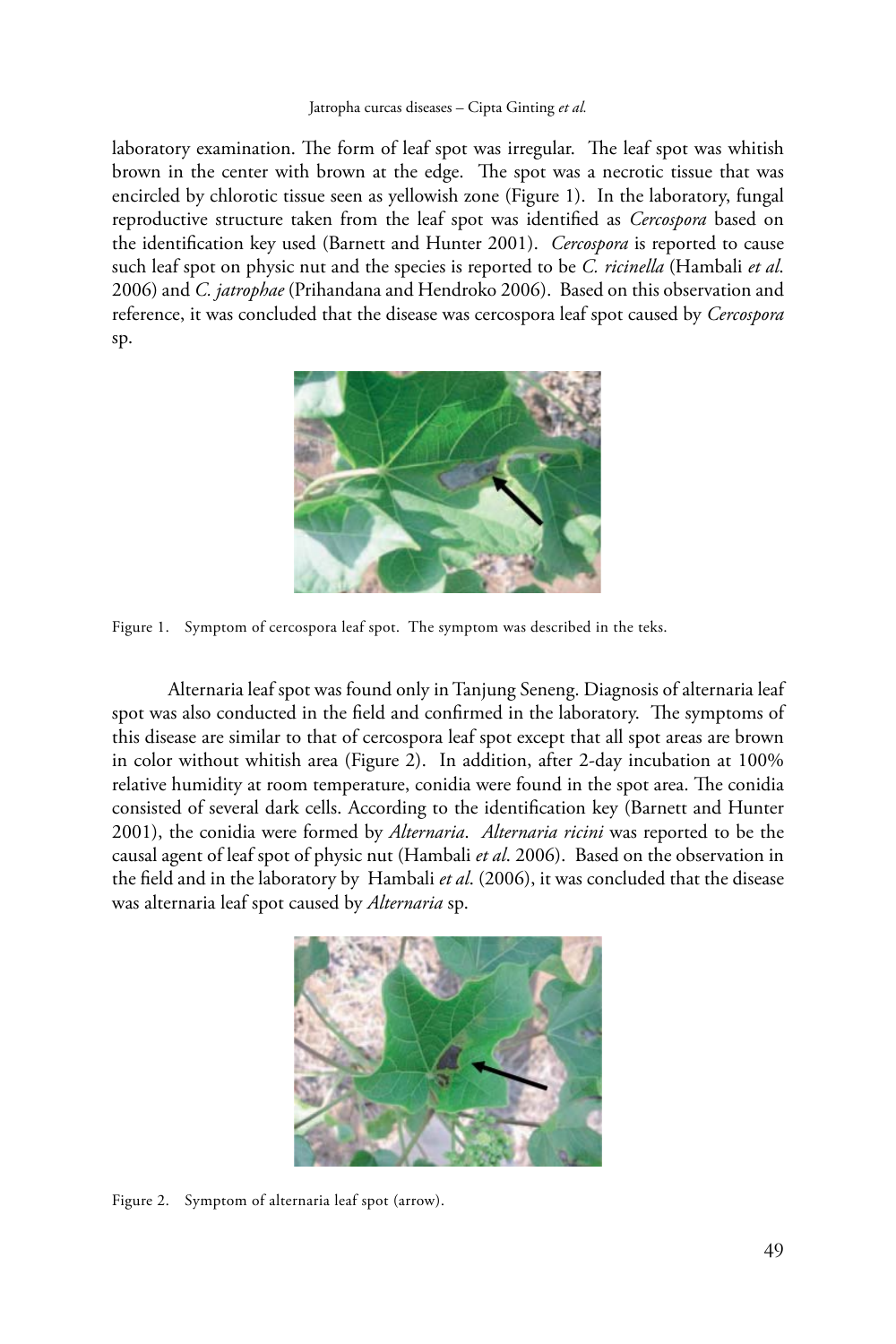laboratory examination. The form of leaf spot was irregular. The leaf spot was whitish brown in the center with brown at the edge. The spot was a necrotic tissue that was encircled by chlorotic tissue seen as yellowish zone (Figure 1). In the laboratory, fungal reproductive structure taken from the leaf spot was identified as *Cercospora* based on the identification key used (Barnett and Hunter 2001). *Cercospora* is reported to cause such leaf spot on physic nut and the species is reported to be *C. ricinella* (Hambali *et al*. 2006) and *C. jatrophae* (Prihandana and Hendroko 2006). Based on this observation and reference, it was concluded that the disease was cercospora leaf spot caused by *Cercospora* sp.

Figure 1. Symptom of cercospora leaf spot. The symptom was described in the teks.

Alternaria leaf spot was found only in Tanjung Seneng. Diagnosis of alternaria leaf spot was also conducted in the field and confirmed in the laboratory. The symptoms of this disease are similar to that of cercospora leaf spot except that all spot areas are brown in color without whitish area (Figure 2). In addition, after 2-day incubation at 100% relative humidity at room temperature, conidia were found in the spot area. The conidia consisted of several dark cells. According to the identification key (Barnett and Hunter 2001), the conidia were formed by *Alternaria*. *Alternaria ricini* was reported to be the causal agent of leaf spot of physic nut (Hambali *et al*. 2006). Based on the observation in the field and in the laboratory by Hambali *et al*. (2006), it was concluded that the disease was alternaria leaf spot caused by *Alternaria* sp.

Figure 2. Symptom of alternaria leaf spot (arrow).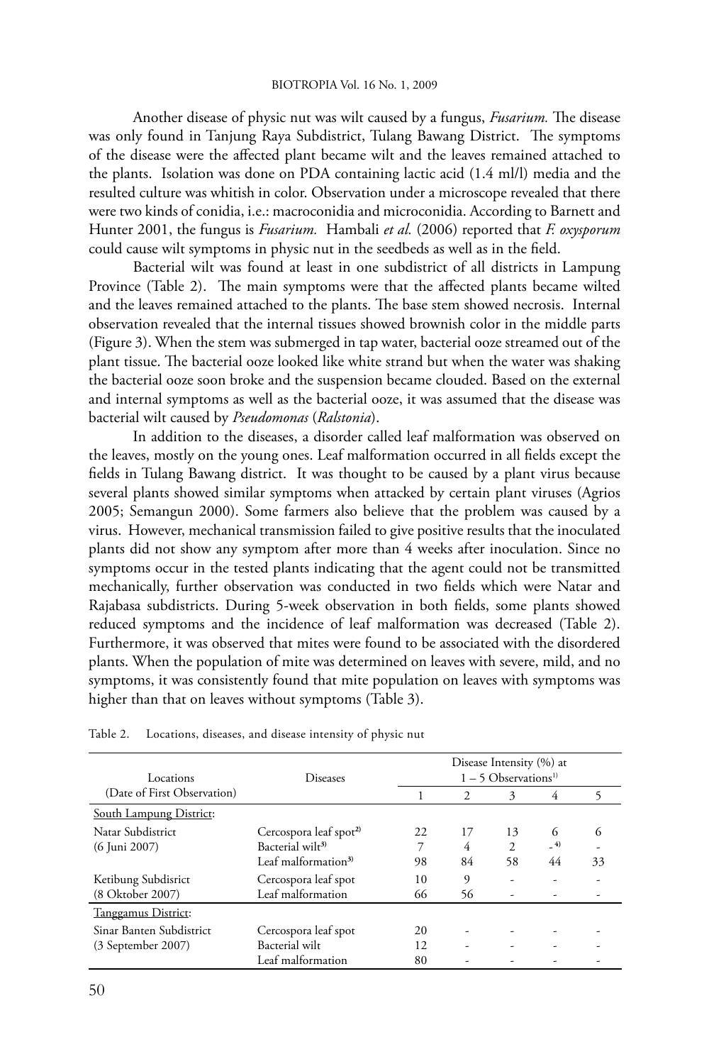Another disease of physic nut was wilt caused by a fungus, *Fusarium.* The disease was only found in Tanjung Raya Subdistrict, Tulang Bawang District. The symptoms of the disease were the affected plant became wilt and the leaves remained attached to the plants. Isolation was done on PDA containing lactic acid (1.4 ml/l) media and the resulted culture was whitish in color. Observation under a microscope revealed that there were two kinds of conidia, i.e.: macroconidia and microconidia. According to Barnett and Hunter 2001, the fungus is *Fusarium.* Hambali *et al.* (2006) reported that *F. oxysporum* could cause wilt symptoms in physic nut in the seedbeds as well as in the field.

Bacterial wilt was found at least in one subdistrict of all districts in Lampung Province (Table 2). The main symptoms were that the affected plants became wilted and the leaves remained attached to the plants. The base stem showed necrosis. Internal observation revealed that the internal tissues showed brownish color in the middle parts (Figure 3). When the stem was submerged in tap water, bacterial ooze streamed out of the plant tissue. The bacterial ooze looked like white strand but when the water was shaking the bacterial ooze soon broke and the suspension became clouded. Based on the external and internal symptoms as well as the bacterial ooze, it was assumed that the disease was bacterial wilt caused by *Pseudomonas* (*Ralstonia*).

In addition to the diseases, a disorder called leaf malformation was observed on the leaves, mostly on the young ones. Leaf malformation occurred in all fields except the fields in Tulang Bawang district. It was thought to be caused by a plant virus because several plants showed similar symptoms when attacked by certain plant viruses (Agrios 2005; Semangun 2000). Some farmers also believe that the problem was caused by a virus. However, mechanical transmission failed to give positive results that the inoculated plants did not show any symptom after more than 4 weeks after inoculation. Since no symptoms occur in the tested plants indicating that the agent could not be transmitted mechanically, further observation was conducted in two fields which were Natar and Rajabasa subdistricts. During 5-week observation in both fields, some plants showed reduced symptoms and the incidence of leaf malformation was decreased (Table 2). Furthermore, it was observed that mites were found to be associated with the disordered plants. When the population of mite was determined on leaves with severe, mild, and no symptoms, it was consistently found that mite population on leaves with symptoms was higher than that on leaves without symptoms (Table 3).

Table 2. Locations, diseases, and disease intensity of physic nut

| Locations (Date of First Observation) | Diseases | Disease Intensity (%) at 1 – 5 Observations[1] | | | | |
|---|---|---|---|---|---|---|
| | | 1 | 2 | 3 | 4 | 5 |
| South Lampung District: | | | | | | |
| Natar Subdistrict (6 Juni 2007) | Cercospora leaf spot[2] | 22 | 17 | 13 | 6 | 6 |
| | Bacterial wilt[3] | 7 | 4 | 2 | -[4] | - |
| | Leaf malformation[3] | 98 | 84 | 58 | 44 | 33 |
| Ketibung Subdisrict (8 Oktober 2007) | Cercospora leaf spot | 10 | 9 | - | - | - |
| | Leaf malformation | 66 | 56 | - | - | - |
| Tanggamus District: | | | | | | |
| Sinar Banten Subdistrict (3 September 2007) | Cercospora leaf spot | 20 | - | - | - | - |
| | Bacterial wilt | 12 | - | - | - | - |
| | Leaf malformation | 80 | - | - | - | - |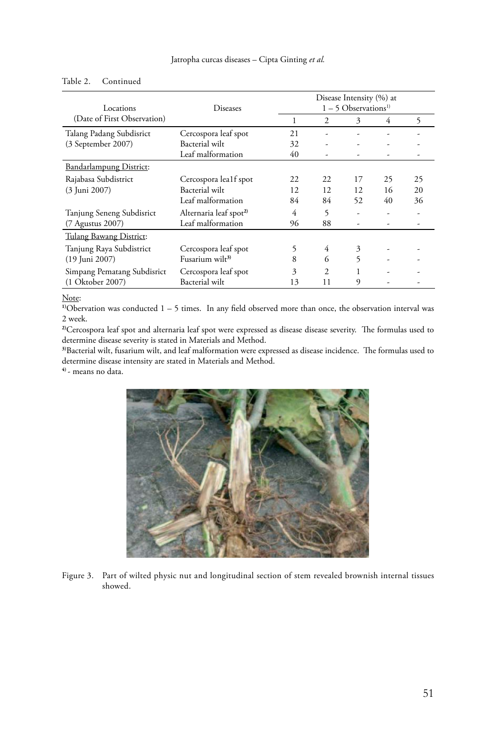Table 2. Continued

| Locations (Date of First Observation) | Diseases | Disease Intensity (%) at 1 – 5 Observations[1] | | | | |
|---|---|---|---|---|---|---|
| | | 1 | 2 | 3 | 4 | 5 |
| Talang Padang Subdisrict (3 September 2007) | Cercospora leaf spot | 21 | - | - | - | - |
| | Bacterial wilt | 32 | - | - | - | - |
| | Leaf malformation | 40 | - | - | - | - |
| Bandarlampung District: | | | | | | |
| Rajabasa Subdistrict (3 Juni 2007) | Cercospora lea1f spot | 22 | 22 | 17 | 25 | 25 |
| | Bacterial wilt | 12 | 12 | 12 | 16 | 20 |
| | Leaf malformation | 84 | 84 | 52 | 40 | 36 |
| Tanjung Seneng Subdisrict (7 Agustus 2007) | Alternaria leaf spot[2] | 4 | 5 | - | - | - |
| | Leaf malformation | 96 | 88 | - | - | - |
| Tulang Bawang District: | | | | | | |
| Tanjung Raya Subdistrict (19 Juni 2007) | Cercospora leaf spot | 5 | 4 | 3 | - | - |
| | Fusarium wilt[3] | 8 | 6 | 5 | - | - |
| Simpang Pematang Subdisrict (1 Oktober 2007) | Cercospora leaf spot | 3 | 2 | 1 | - | - |
| | Bacterial wilt | 13 | 11 | 9 | - | - |

Note:

[1]Obervation was conducted 1 – 5 times. In any field observed more than once, the observation interval was 2 week.

[2]Cercospora leaf spot and alternaria leaf spot were expressed as disease disease severity. The formulas used to determine disease severity is stated in Materials and Method.

[3]Bacterial wilt, fusarium wilt, and leaf malformation were expressed as disease incidence. The formulas used to determine disease intensity are stated in Materials and Method.

[4] - means no data.

Figure 3. Part of wilted physic nut and longitudinal section of stem revealed brownish internal tissues showed.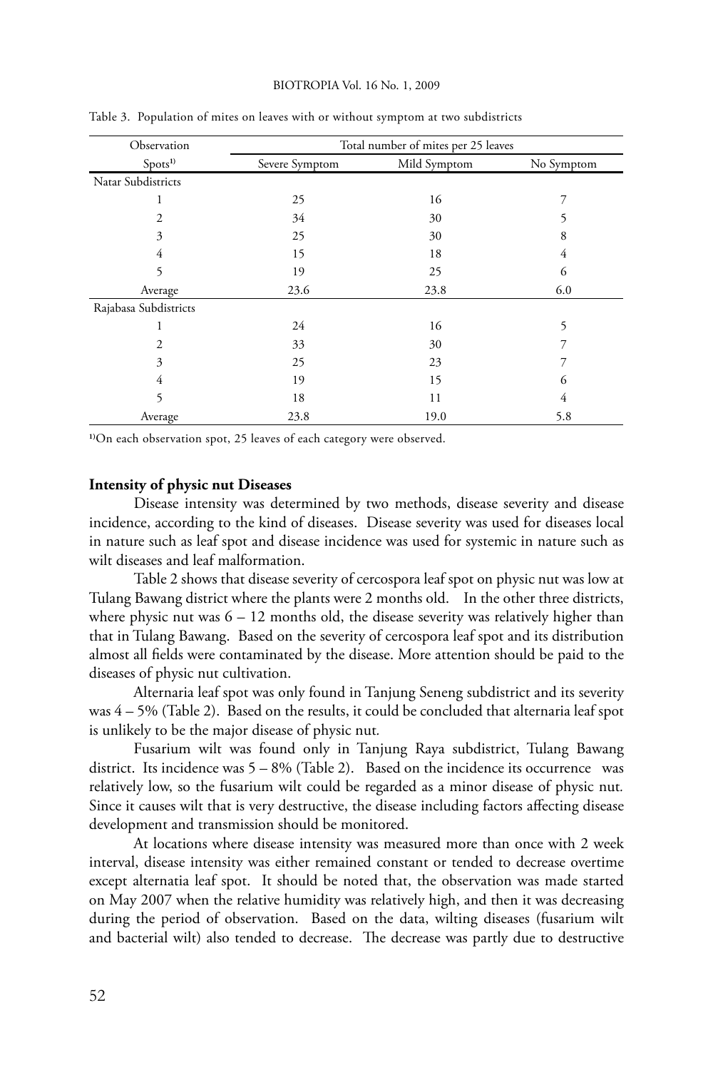Table 3. Population of mites on leaves with or without symptom at two subdistricts

| Observation Spots[1] | Total number of mites per 25 leaves | | |
|---|---|---|---|
| | Severe Symptom | Mild Symptom | No Symptom |
| Natar Subdistricts | | | |
| 1 | 25 | 16 | 7 |
| 2 | 34 | 30 | 5 |
| 3 | 25 | 30 | 8 |
| 4 | 15 | 18 | 4 |
| 5 | 19 | 25 | 6 |
| Average | 23.6 | 23.8 | 6.0 |
| Rajabasa Subdistricts | | | |
| 1 | 24 | 16 | 5 |
| 2 | 33 | 30 | 7 |
| 3 | 25 | 23 | 7 |
| 4 | 19 | 15 | 6 |
| 5 | 18 | 11 | 4 |
| Average | 23.8 | 19.0 | 5.8 |

[1]On each observation spot, 25 leaves of each category were observed.

**Intensity of physic nut Diseases**

Disease intensity was determined by two methods, disease severity and disease incidence, according to the kind of diseases. Disease severity was used for diseases local in nature such as leaf spot and disease incidence was used for systemic in nature such as wilt diseases and leaf malformation.

Table 2 shows that disease severity of cercospora leaf spot on physic nut was low at Tulang Bawang district where the plants were 2 months old. In the other three districts, where physic nut was 6 – 12 months old, the disease severity was relatively higher than that in Tulang Bawang. Based on the severity of cercospora leaf spot and its distribution almost all fields were contaminated by the disease. More attention should be paid to the diseases of physic nut cultivation.

Alternaria leaf spot was only found in Tanjung Seneng subdistrict and its severity was 4 – 5% (Table 2). Based on the results, it could be concluded that alternaria leaf spot is unlikely to be the major disease of physic nut.

Fusarium wilt was found only in Tanjung Raya subdistrict, Tulang Bawang district. Its incidence was 5 – 8% (Table 2). Based on the incidence its occurrence was relatively low, so the fusarium wilt could be regarded as a minor disease of physic nut. Since it causes wilt that is very destructive, the disease including factors affecting disease development and transmission should be monitored.

At locations where disease intensity was measured more than once with 2 week interval, disease intensity was either remained constant or tended to decrease overtime except alternatia leaf spot. It should be noted that, the observation was made started on May 2007 when the relative humidity was relatively high, and then it was decreasing during the period of observation. Based on the data, wilting diseases (fusarium wilt and bacterial wilt) also tended to decrease. The decrease was partly due to destructive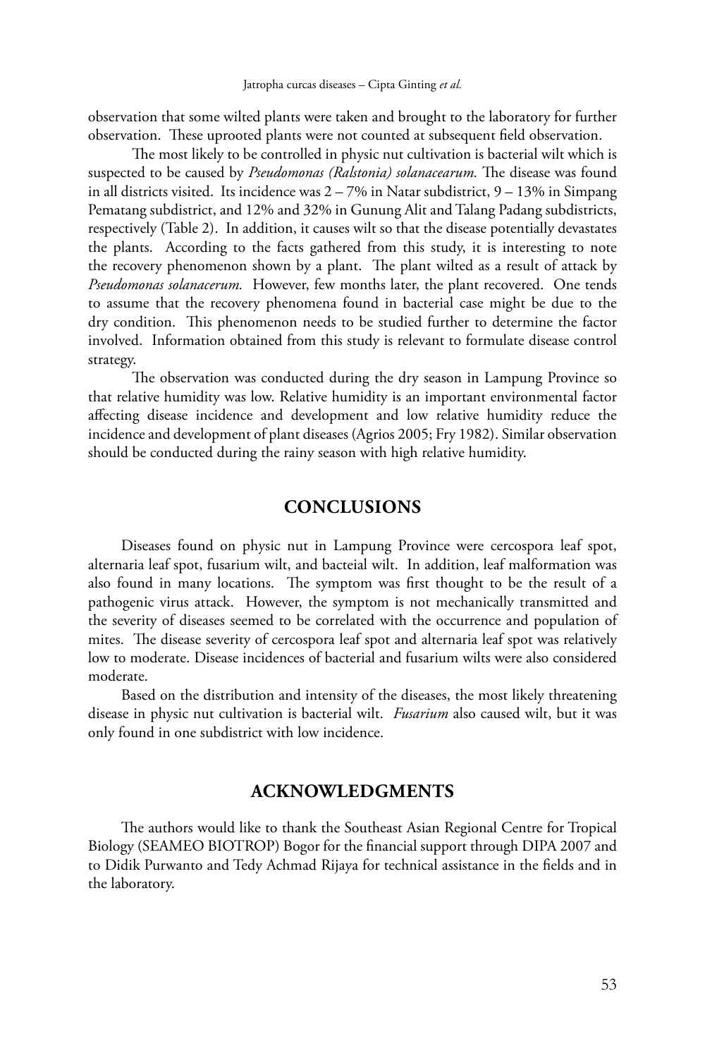observation that some wilted plants were taken and brought to the laboratory for further observation. These uprooted plants were not counted at subsequent field observation.

The most likely to be controlled in physic nut cultivation is bacterial wilt which is suspected to be caused by *Pseudomonas (Ralstonia) solanacearum.* The disease was found in all districts visited. Its incidence was 2 – 7% in Natar subdistrict, 9 – 13% in Simpang Pematang subdistrict, and 12% and 32% in Gunung Alit and Talang Padang subdistricts, respectively (Table 2). In addition, it causes wilt so that the disease potentially devastates the plants. According to the facts gathered from this study, it is interesting to note the recovery phenomenon shown by a plant. The plant wilted as a result of attack by *Pseudomonas solanacerum.* However, few months later, the plant recovered. One tends to assume that the recovery phenomena found in bacterial case might be due to the dry condition. This phenomenon needs to be studied further to determine the factor involved. Information obtained from this study is relevant to formulate disease control strategy.

The observation was conducted during the dry season in Lampung Province so that relative humidity was low. Relative humidity is an important environmental factor affecting disease incidence and development and low relative humidity reduce the incidence and development of plant diseases (Agrios 2005; Fry 1982). Similar observation should be conducted during the rainy season with high relative humidity.

## CONCLUSIONS

Diseases found on physic nut in Lampung Province were cercospora leaf spot, alternaria leaf spot, fusarium wilt, and bacteial wilt. In addition, leaf malformation was also found in many locations. The symptom was first thought to be the result of a pathogenic virus attack. However, the symptom is not mechanically transmitted and the severity of diseases seemed to be correlated with the occurrence and population of mites. The disease severity of cercospora leaf spot and alternaria leaf spot was relatively low to moderate. Disease incidences of bacterial and fusarium wilts were also considered moderate.

Based on the distribution and intensity of the diseases, the most likely threatening disease in physic nut cultivation is bacterial wilt. *Fusarium* also caused wilt, but it was only found in one subdistrict with low incidence.

## ACKNOWLEDGMENTS

The authors would like to thank the Southeast Asian Regional Centre for Tropical Biology (SEAMEO BIOTROP) Bogor for the financial support through DIPA 2007 and to Didik Purwanto and Tedy Achmad Rijaya for technical assistance in the fields and in the laboratory.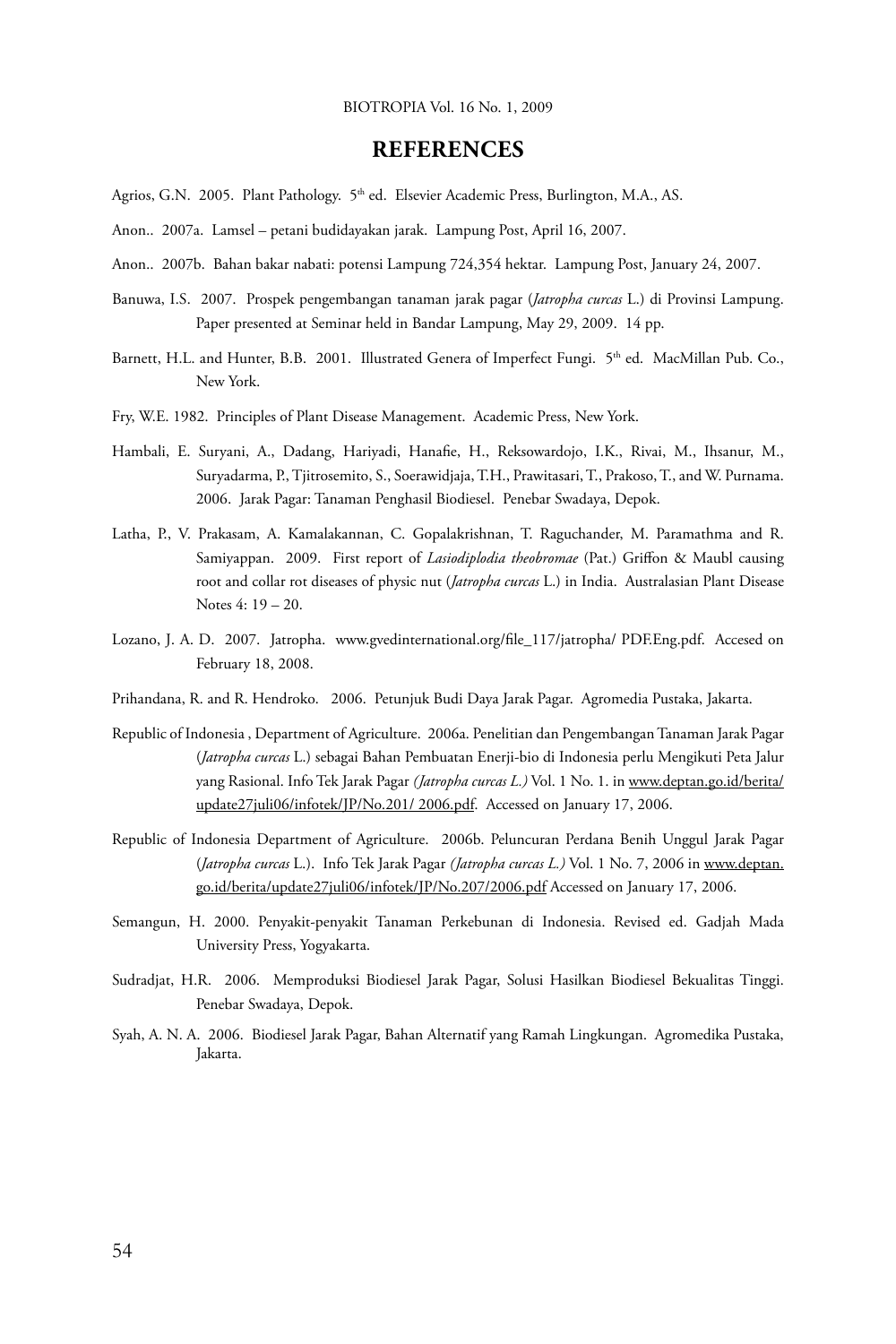## REFERENCES

Agrios, G.N. 2005. Plant Pathology. 5th ed. Elsevier Academic Press, Burlington, M.A., AS.

Anon.. 2007a. Lamsel – petani budidayakan jarak. Lampung Post, April 16, 2007.

Anon.. 2007b. Bahan bakar nabati: potensi Lampung 724,354 hektar. Lampung Post, January 24, 2007.

Banuwa, I.S. 2007. Prospek pengembangan tanaman jarak pagar (*Jatropha curcas* L.) di Provinsi Lampung. Paper presented at Seminar held in Bandar Lampung, May 29, 2009. 14 pp.

Barnett, H.L. and Hunter, B.B. 2001. Illustrated Genera of Imperfect Fungi. 5th ed. MacMillan Pub. Co., New York.

Fry, W.E. 1982. Principles of Plant Disease Management. Academic Press, New York.

Hambali, E. Suryani, A., Dadang, Hariyadi, Hanafie, H., Reksowardojo, I.K., Rivai, M., Ihsanur, M., Suryadarma, P., Tjitrosemito, S., Soerawidjaja, T.H., Prawitasari, T., Prakoso, T., and W. Purnama. 2006. Jarak Pagar: Tanaman Penghasil Biodiesel. Penebar Swadaya, Depok.

Latha, P., V. Prakasam, A. Kamalakannan, C. Gopalakrishnan, T. Raguchander, M. Paramathma and R. Samiyappan. 2009. First report of *Lasiodiplodia theobromae* (Pat.) Griffon & Maubl causing root and collar rot diseases of physic nut (*Jatropha curcas* L.) in India. Australasian Plant Disease Notes 4: 19 – 20.

Lozano, J. A. D. 2007. Jatropha. www.gvedinternational.org/file_117/jatropha/ PDF.Eng.pdf. Accesed on February 18, 2008.

Prihandana, R. and R. Hendroko. 2006. Petunjuk Budi Daya Jarak Pagar. Agromedia Pustaka, Jakarta.

Republic of Indonesia , Department of Agriculture. 2006a. Penelitian dan Pengembangan Tanaman Jarak Pagar (*Jatropha curcas* L.) sebagai Bahan Pembuatan Enerji-bio di Indonesia perlu Mengikuti Peta Jalur yang Rasional. Info Tek Jarak Pagar *(Jatropha curcas L.)* Vol. 1 No. 1. in www.deptan.go.id/berita/update27juli06/infotek/JP/No.201/ 2006.pdf. Accessed on January 17, 2006.

Republic of Indonesia Department of Agriculture. 2006b. Peluncuran Perdana Benih Unggul Jarak Pagar (*Jatropha curcas* L.). Info Tek Jarak Pagar *(Jatropha curcas L.)* Vol. 1 No. 7, 2006 in www.deptan.go.id/berita/update27juli06/infotek/JP/No.207/2006.pdf Accessed on January 17, 2006.

Semangun, H. 2000. Penyakit-penyakit Tanaman Perkebunan di Indonesia. Revised ed. Gadjah Mada University Press, Yogyakarta.

Sudradjat, H.R. 2006. Memproduksi Biodiesel Jarak Pagar, Solusi Hasilkan Biodiesel Bekualitas Tinggi. Penebar Swadaya, Depok.

Syah, A. N. A. 2006. Biodiesel Jarak Pagar, Bahan Alternatif yang Ramah Lingkungan. Agromedika Pustaka, Jakarta.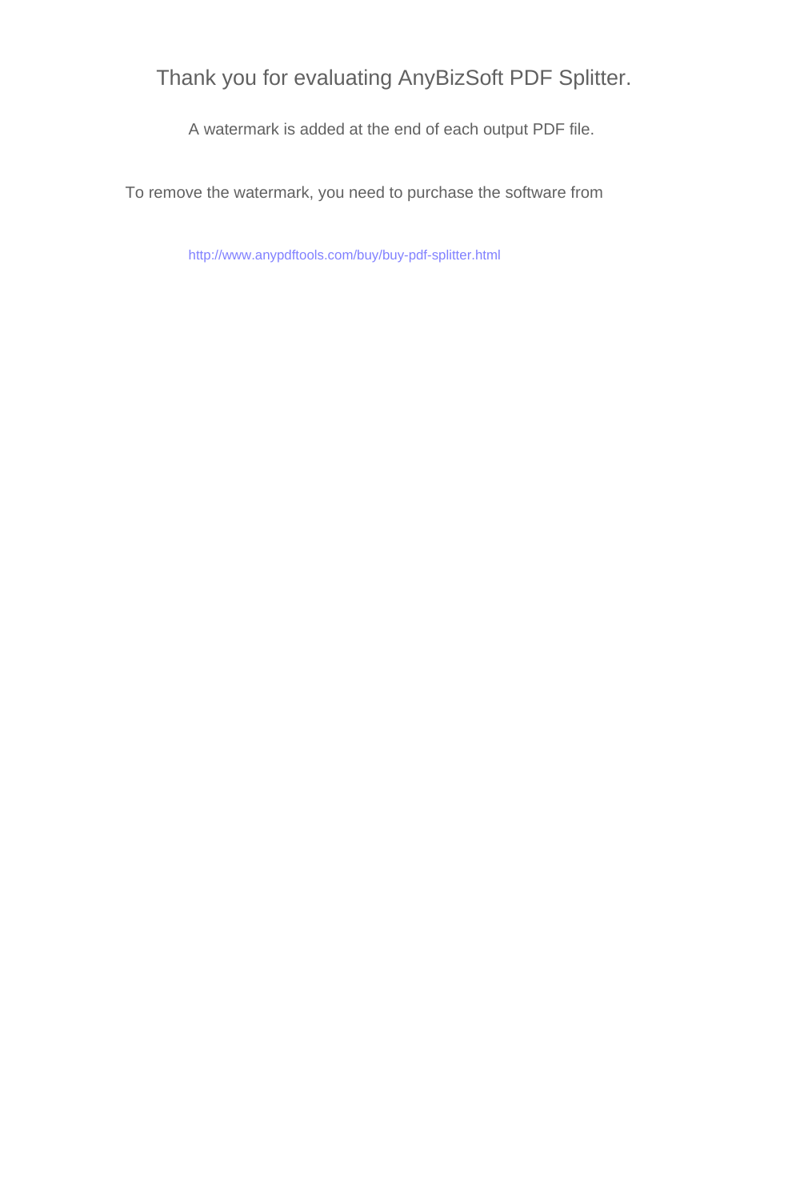Thank you for evaluating AnyBizSoft PDF Splitter.

A watermark is added at the end of each output PDF file.

To remove the watermark, you need to purchase the software from

http://www.anypdftools.com/buy/buy-pdf-splitter.html